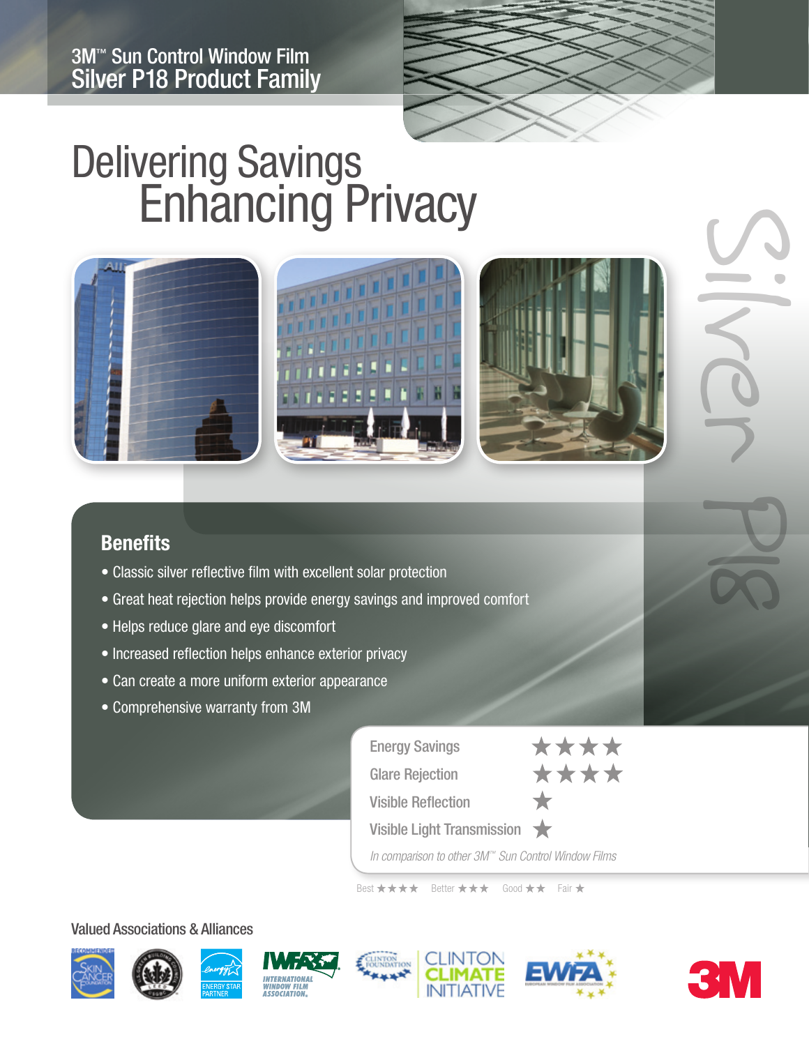3M™ Sun Control Window Film
Silver P18 Product Family

# Delivering Savings Enhancing Privacy

Silver P18

## Benefits

- Classic silver reflective film with excellent solar protection
- Great heat rejection helps provide energy savings and improved comfort
- Helps reduce glare and eye discomfort
- Increased reflection helps enhance exterior privacy
- Can create a more uniform exterior appearance
- Comprehensive warranty from 3M

| | |
|---|---|
| Energy Savings | ★★★★ |
| Glare Rejection | ★★★★ |
| Visible Reflection | ★ |
| Visible Light Transmission | ★ |

*In comparison to other 3M™ Sun Control Window Films*

Best ★★★★ Better ★★★ Good ★★ Fair ★

Valued Associations & Alliances

Recommended Skin Cancer Foundation · U.S. Green Building Council LEED · Energy Star Partner · IWFA International Window Film Association · Clinton Foundation Clinton Climate Initiative · EWFA European Window Film Association

3M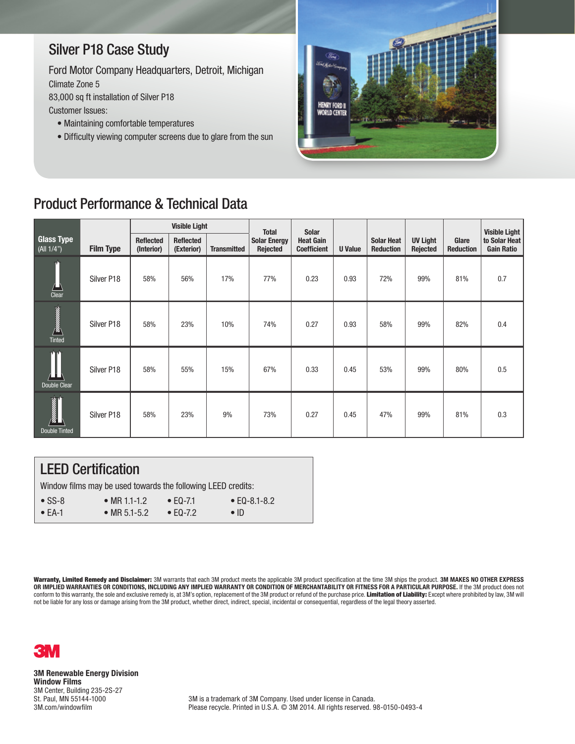## Silver P18 Case Study

Ford Motor Company Headquarters, Detroit, Michigan

Climate Zone 5

83,000 sq ft installation of Silver P18

Customer Issues:

- Maintaining comfortable temperatures
- Difficulty viewing computer screens due to glare from the sun

## Product Performance & Technical Data

| Glass Type (All 1/4") | Film Type | Visible Light | | | Total Solar Energy Rejected | Solar Heat Gain Coefficient | U Value | Solar Heat Reduction | UV Light Rejected | Glare Reduction | Visible Light to Solar Heat Gain Ratio |
|---|---|---|---|---|---|---|---|---|---|---|---|
| | | Reflected (Interior) | Reflected (Exterior) | Transmitted | | | | | | | |
| Clear | Silver P18 | 58% | 56% | 17% | 77% | 0.23 | 0.93 | 72% | 99% | 81% | 0.7 |
| Tinted | Silver P18 | 58% | 23% | 10% | 74% | 0.27 | 0.93 | 58% | 99% | 82% | 0.4 |
| Double Clear | Silver P18 | 58% | 55% | 15% | 67% | 0.33 | 0.45 | 53% | 99% | 80% | 0.5 |
| Double Tinted | Silver P18 | 58% | 23% | 9% | 73% | 0.27 | 0.45 | 47% | 99% | 81% | 0.3 |

## LEED Certification

Window films may be used towards the following LEED credits:

- SS-8
- EA-1
- MR 1.1-1.2
- MR 5.1-5.2
- EQ-7.1
- EQ-7.2
- EQ-8.1-8.2
- ID

**Warranty, Limited Remedy and Disclaimer:** 3M warrants that each 3M product meets the applicable 3M product specification at the time 3M ships the product. **3M MAKES NO OTHER EXPRESS OR IMPLIED WARRANTIES OR CONDITIONS, INCLUDING ANY IMPLIED WARRANTY OR CONDITION OF MERCHANTABILITY OR FITNESS FOR A PARTICULAR PURPOSE.** If the 3M product does not conform to this warranty, the sole and exclusive remedy is, at 3M's option, replacement of the 3M product or refund of the purchase price. **Limitation of Liability:** Except where prohibited by law, 3M will not be liable for any loss or damage arising from the 3M product, whether direct, indirect, special, incidental or consequential, regardless of the legal theory asserted.

3M

**3M Renewable Energy Division**
**Window Films**
3M Center, Building 235-2S-27
St. Paul, MN 55144-1000
3M.com/windowfilm

3M is a trademark of 3M Company. Used under license in Canada.
Please recycle. Printed in U.S.A. © 3M 2014. All rights reserved. 98-0150-0493-4